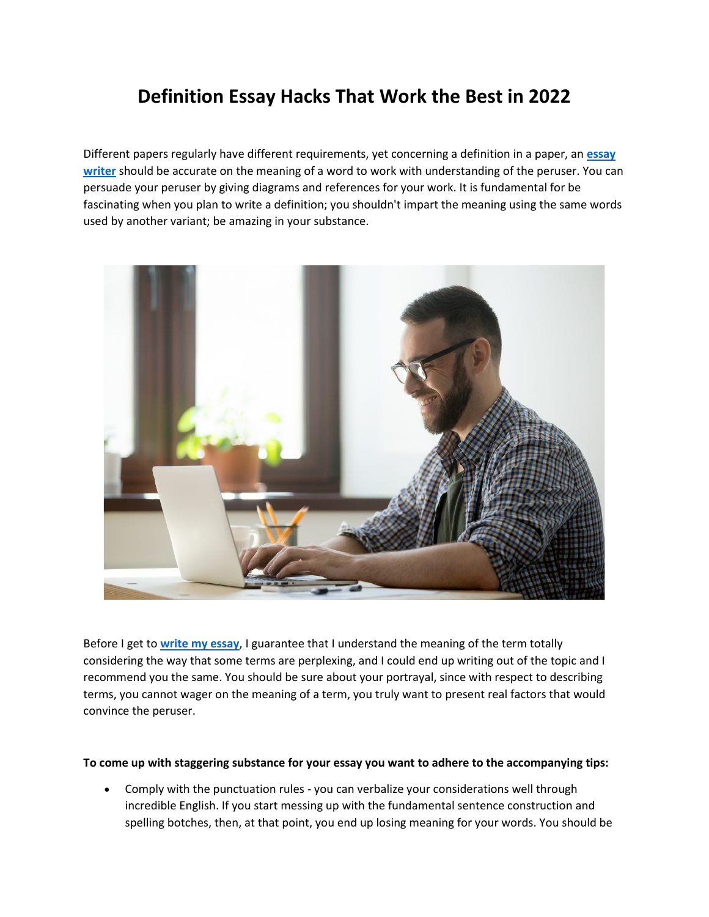# Definition Essay Hacks That Work the Best in 2022

Different papers regularly have different requirements, yet concerning a definition in a paper, an **essay writer** should be accurate on the meaning of a word to work with understanding of the peruser. You can persuade your peruser by giving diagrams and references for your work. It is fundamental for be fascinating when you plan to write a definition; you shouldn't impart the meaning using the same words used by another variant; be amazing in your substance.

Before I get to **write my essay**, I guarantee that I understand the meaning of the term totally considering the way that some terms are perplexing, and I could end up writing out of the topic and I recommend you the same. You should be sure about your portrayal, since with respect to describing terms, you cannot wager on the meaning of a term, you truly want to present real factors that would convince the peruser.

**To come up with staggering substance for your essay you want to adhere to the accompanying tips:**

- Comply with the punctuation rules - you can verbalize your considerations well through incredible English. If you start messing up with the fundamental sentence construction and spelling botches, then, at that point, you end up losing meaning for your words. You should be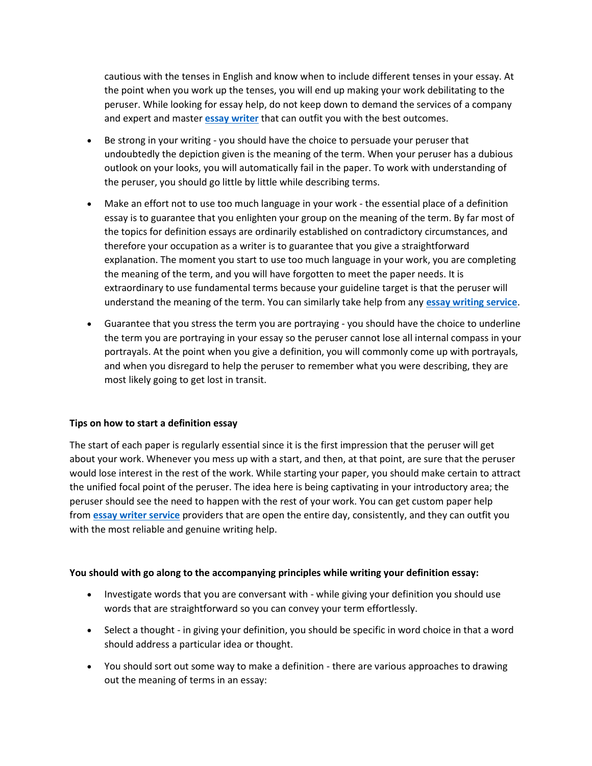cautious with the tenses in English and know when to include different tenses in your essay. At the point when you work up the tenses, you will end up making your work debilitating to the peruser. While looking for essay help, do not keep down to demand the services of a company and expert and master **essay writer** that can outfit you with the best outcomes.

- Be strong in your writing - you should have the choice to persuade your peruser that undoubtedly the depiction given is the meaning of the term. When your peruser has a dubious outlook on your looks, you will automatically fail in the paper. To work with understanding of the peruser, you should go little by little while describing terms.
- Make an effort not to use too much language in your work - the essential place of a definition essay is to guarantee that you enlighten your group on the meaning of the term. By far most of the topics for definition essays are ordinarily established on contradictory circumstances, and therefore your occupation as a writer is to guarantee that you give a straightforward explanation. The moment you start to use too much language in your work, you are completing the meaning of the term, and you will have forgotten to meet the paper needs. It is extraordinary to use fundamental terms because your guideline target is that the peruser will understand the meaning of the term. You can similarly take help from any **essay writing service**.
- Guarantee that you stress the term you are portraying - you should have the choice to underline the term you are portraying in your essay so the peruser cannot lose all internal compass in your portrayals. At the point when you give a definition, you will commonly come up with portrayals, and when you disregard to help the peruser to remember what you were describing, they are most likely going to get lost in transit.

**Tips on how to start a definition essay**

The start of each paper is regularly essential since it is the first impression that the peruser will get about your work. Whenever you mess up with a start, and then, at that point, are sure that the peruser would lose interest in the rest of the work. While starting your paper, you should make certain to attract the unified focal point of the peruser. The idea here is being captivating in your introductory area; the peruser should see the need to happen with the rest of your work. You can get custom paper help from **essay writer service** providers that are open the entire day, consistently, and they can outfit you with the most reliable and genuine writing help.

**You should with go along to the accompanying principles while writing your definition essay:**

- Investigate words that you are conversant with - while giving your definition you should use words that are straightforward so you can convey your term effortlessly.
- Select a thought - in giving your definition, you should be specific in word choice in that a word should address a particular idea or thought.
- You should sort out some way to make a definition - there are various approaches to drawing out the meaning of terms in an essay: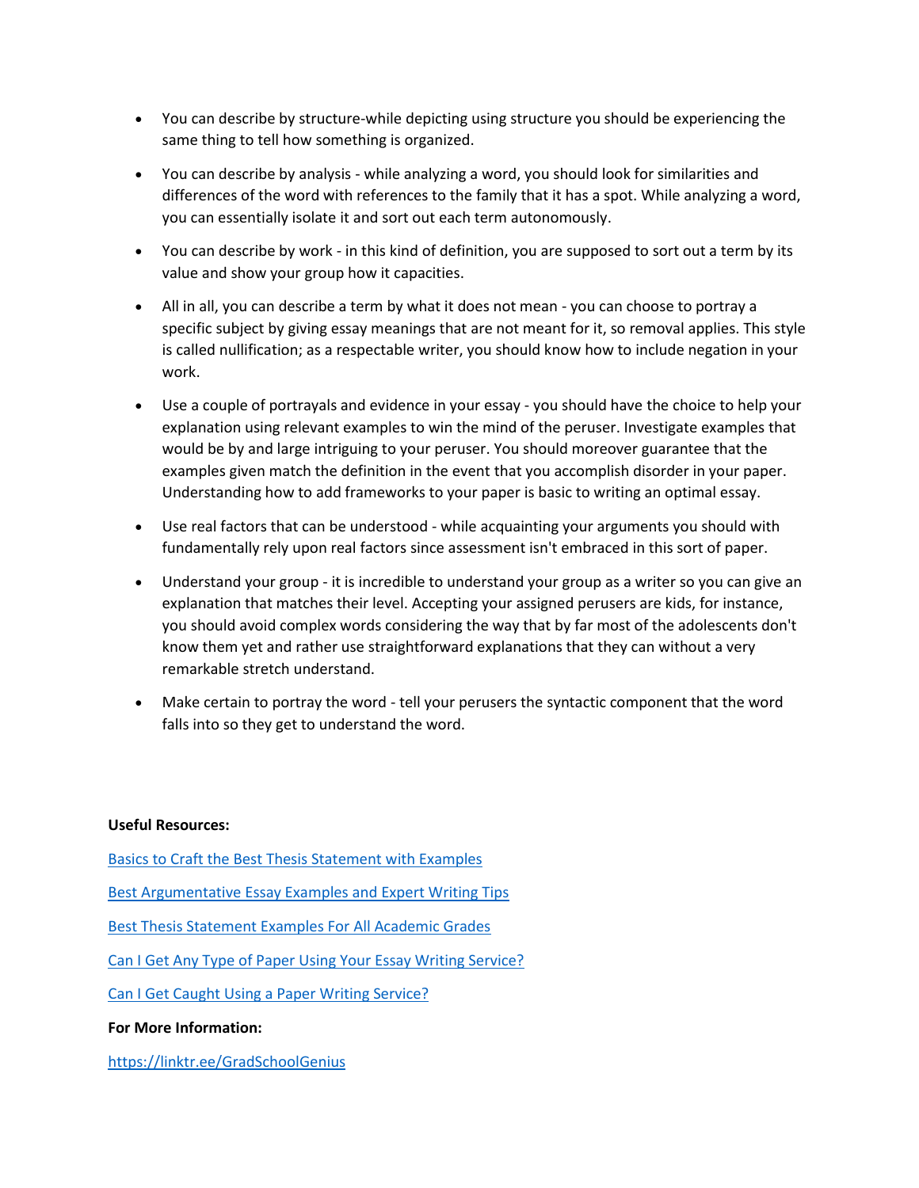- You can describe by structure-while depicting using structure you should be experiencing the same thing to tell how something is organized.
- You can describe by analysis - while analyzing a word, you should look for similarities and differences of the word with references to the family that it has a spot. While analyzing a word, you can essentially isolate it and sort out each term autonomously.
- You can describe by work - in this kind of definition, you are supposed to sort out a term by its value and show your group how it capacities.
- All in all, you can describe a term by what it does not mean - you can choose to portray a specific subject by giving essay meanings that are not meant for it, so removal applies. This style is called nullification; as a respectable writer, you should know how to include negation in your work.
- Use a couple of portrayals and evidence in your essay - you should have the choice to help your explanation using relevant examples to win the mind of the peruser. Investigate examples that would be by and large intriguing to your peruser. You should moreover guarantee that the examples given match the definition in the event that you accomplish disorder in your paper. Understanding how to add frameworks to your paper is basic to writing an optimal essay.
- Use real factors that can be understood - while acquainting your arguments you should with fundamentally rely upon real factors since assessment isn't embraced in this sort of paper.
- Understand your group - it is incredible to understand your group as a writer so you can give an explanation that matches their level. Accepting your assigned perusers are kids, for instance, you should avoid complex words considering the way that by far most of the adolescents don't know them yet and rather use straightforward explanations that they can without a very remarkable stretch understand.
- Make certain to portray the word - tell your perusers the syntactic component that the word falls into so they get to understand the word.

**Useful Resources:**

Basics to Craft the Best Thesis Statement with Examples

Best Argumentative Essay Examples and Expert Writing Tips

Best Thesis Statement Examples For All Academic Grades

Can I Get Any Type of Paper Using Your Essay Writing Service?

Can I Get Caught Using a Paper Writing Service?

**For More Information:**

https://linktr.ee/GradSchoolGenius